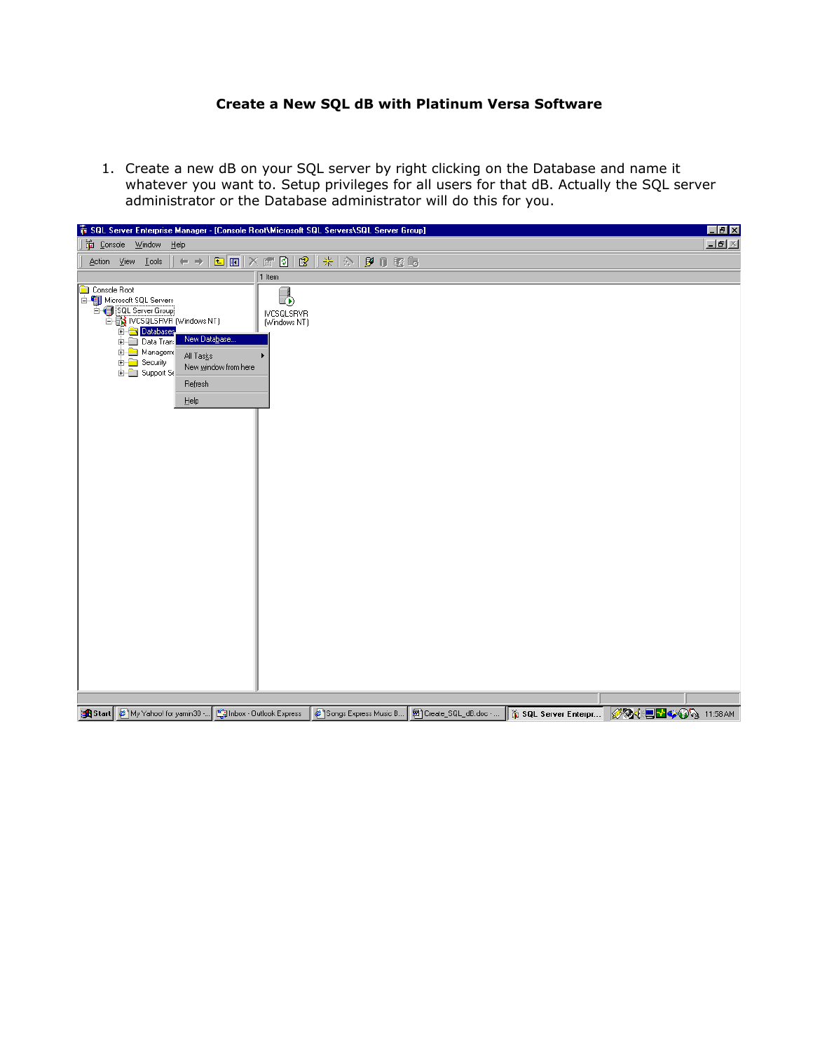# Create a New SQL dB with Platinum Versa Software

1. Create a new dB on your SQL server by right clicking on the Database and name it whatever you want to. Setup privileges for all users for that dB. Actually the SQL server administrator or the Database administrator will do this for you.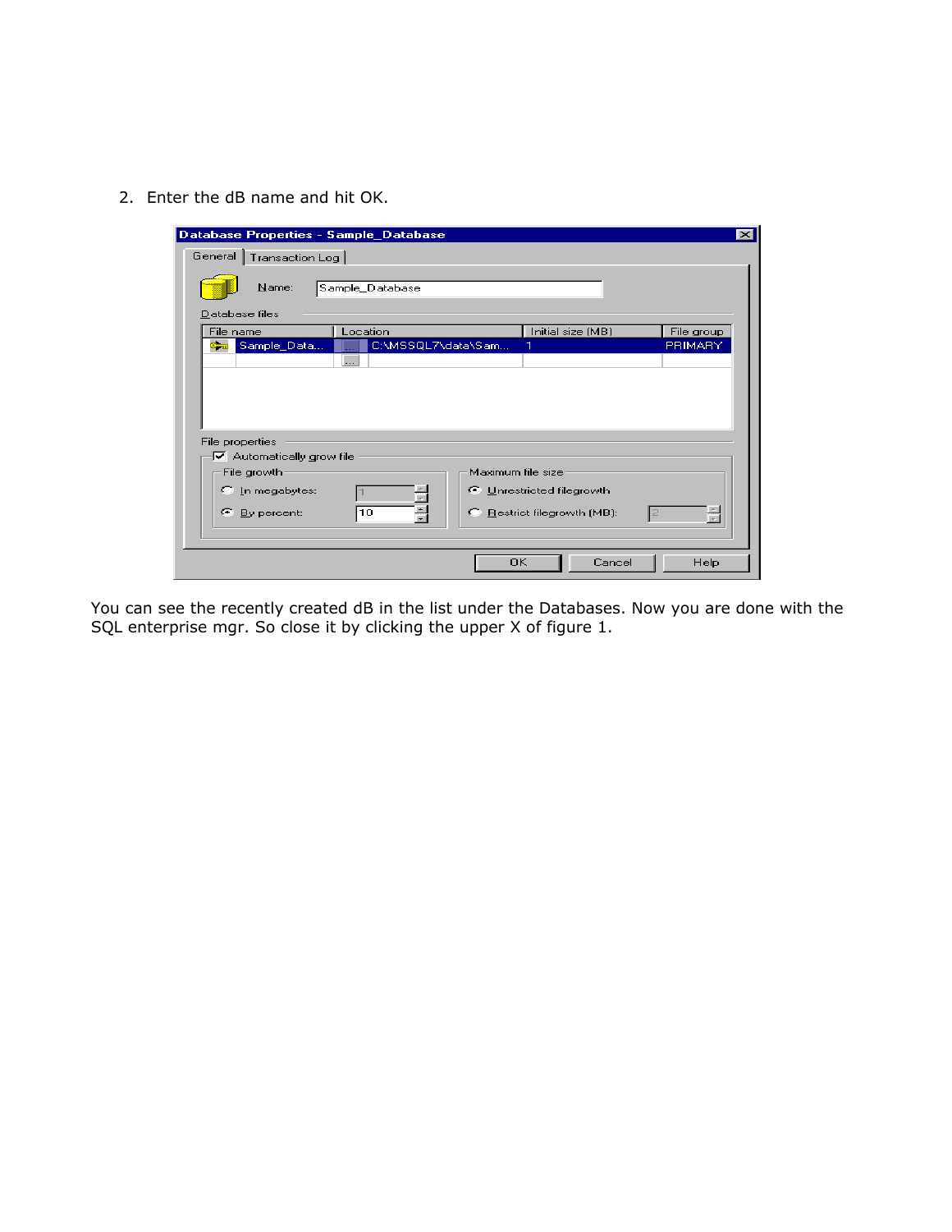2. Enter the dB name and hit OK.

You can see the recently created dB in the list under the Databases. Now you are done with the SQL enterprise mgr. So close it by clicking the upper X of figure 1.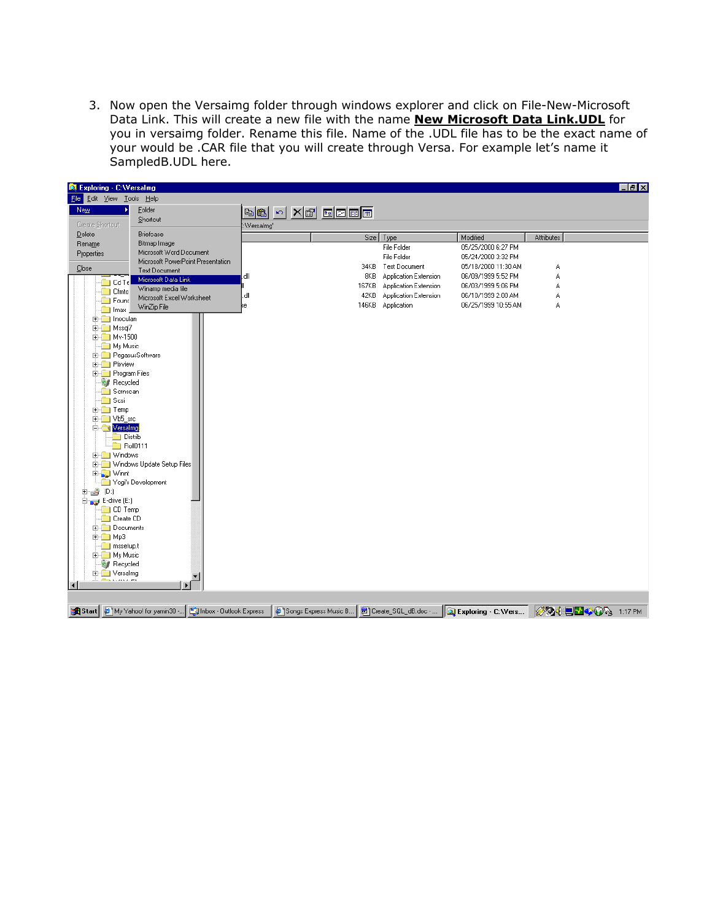3. Now open the Versaimg folder through windows explorer and click on File-New-Microsoft Data Link. This will create a new file with the name **New Microsoft Data Link.UDL** for you in versaimg folder. Rename this file. Name of the .UDL file has to be the exact name of your would be .CAR file that you will create through Versa. For example let's name it SampledB.UDL here.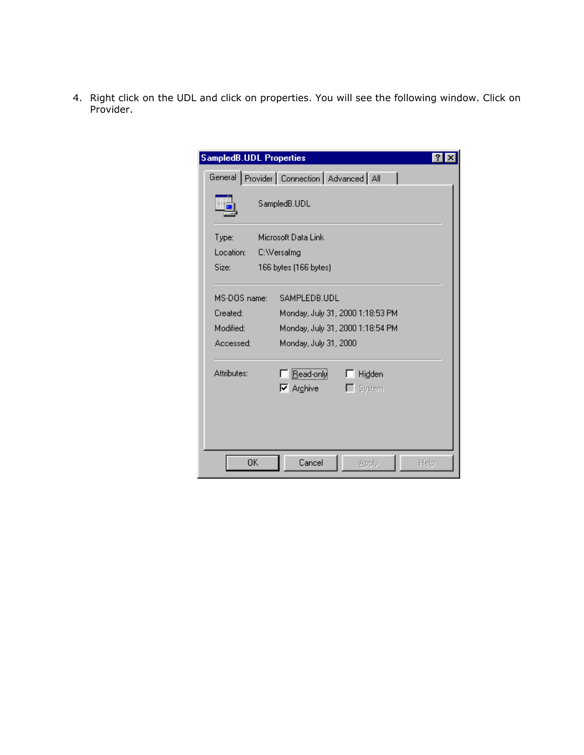4. Right click on the UDL and click on properties. You will see the following window. Click on Provider.

**SampledB.UDL Properties**

General | Provider | Connection | Advanced | All

SampledB.UDL

Type: Microsoft Data Link
Location: C:\VersaImg
Size: 166 bytes (166 bytes)

MS-DOS name: SAMPLEDB.UDL
Created: Monday, July 31, 2000 1:18:53 PM
Modified: Monday, July 31, 2000 1:18:54 PM
Accessed: Monday, July 31, 2000

Attributes: ☐ Read-only ☐ Hidden
☑ Archive ☐ System

OK | Cancel | Apply | Help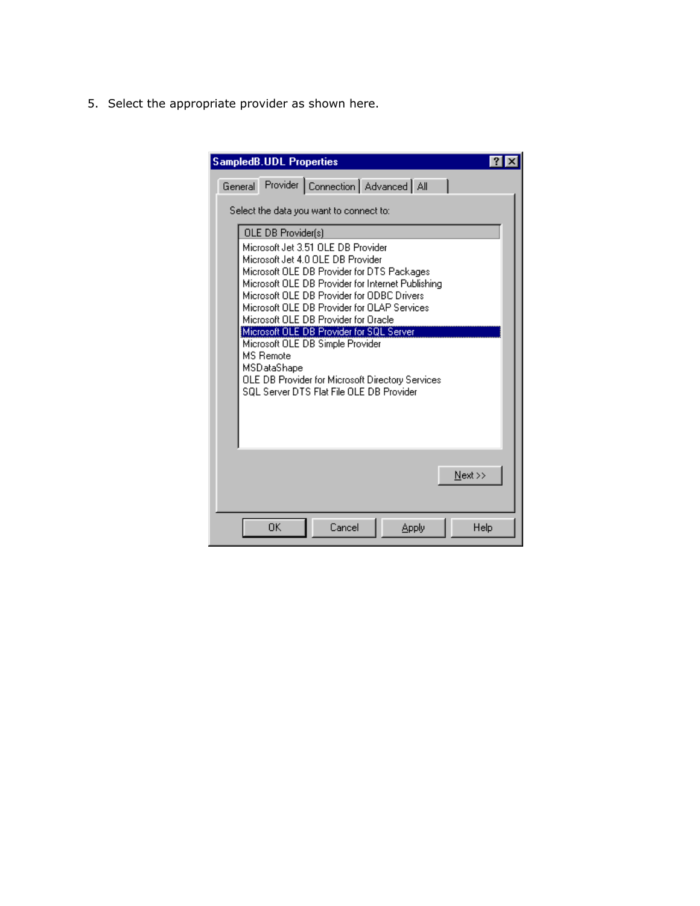5. Select the appropriate provider as shown here.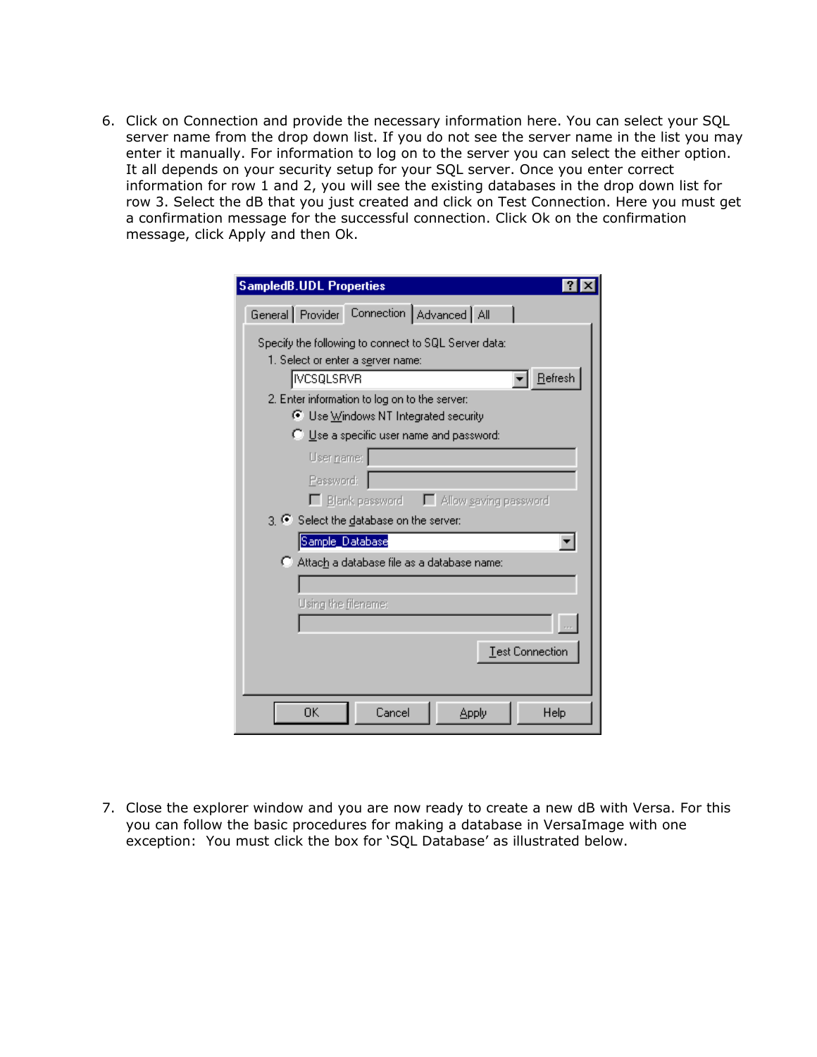6. Click on Connection and provide the necessary information here. You can select your SQL server name from the drop down list. If you do not see the server name in the list you may enter it manually. For information to log on to the server you can select the either option. It all depends on your security setup for your SQL server. Once you enter correct information for row 1 and 2, you will see the existing databases in the drop down list for row 3. Select the dB that you just created and click on Test Connection. Here you must get a confirmation message for the successful connection. Click Ok on the confirmation message, click Apply and then Ok.

7. Close the explorer window and you are now ready to create a new dB with Versa. For this you can follow the basic procedures for making a database in VersaImage with one exception: You must click the box for 'SQL Database' as illustrated below.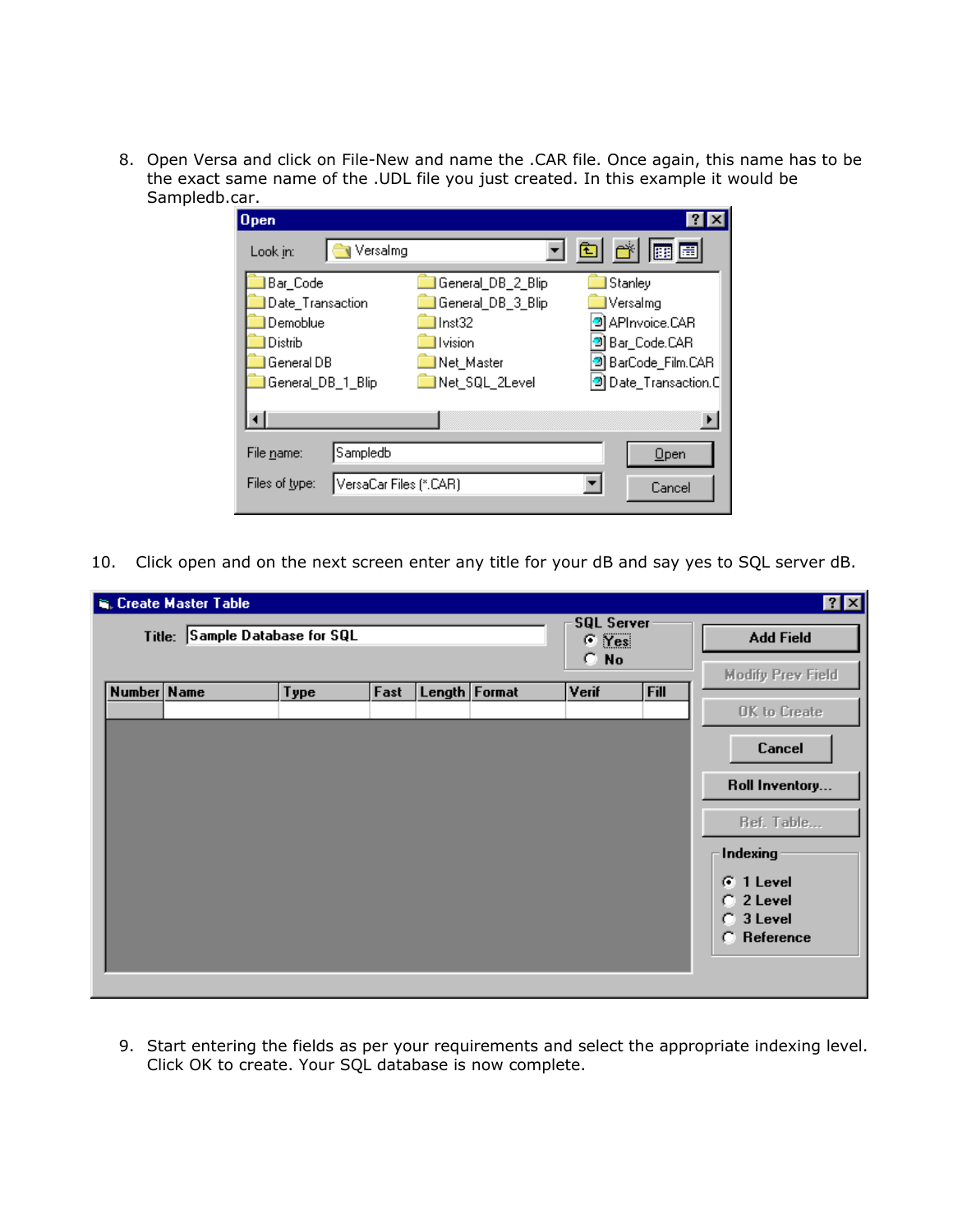8. Open Versa and click on File-New and name the .CAR file. Once again, this name has to be the exact same name of the .UDL file you just created. In this example it would be Sampledb.car.

10. Click open and on the next screen enter any title for your dB and say yes to SQL server dB.

9. Start entering the fields as per your requirements and select the appropriate indexing level. Click OK to create. Your SQL database is now complete.